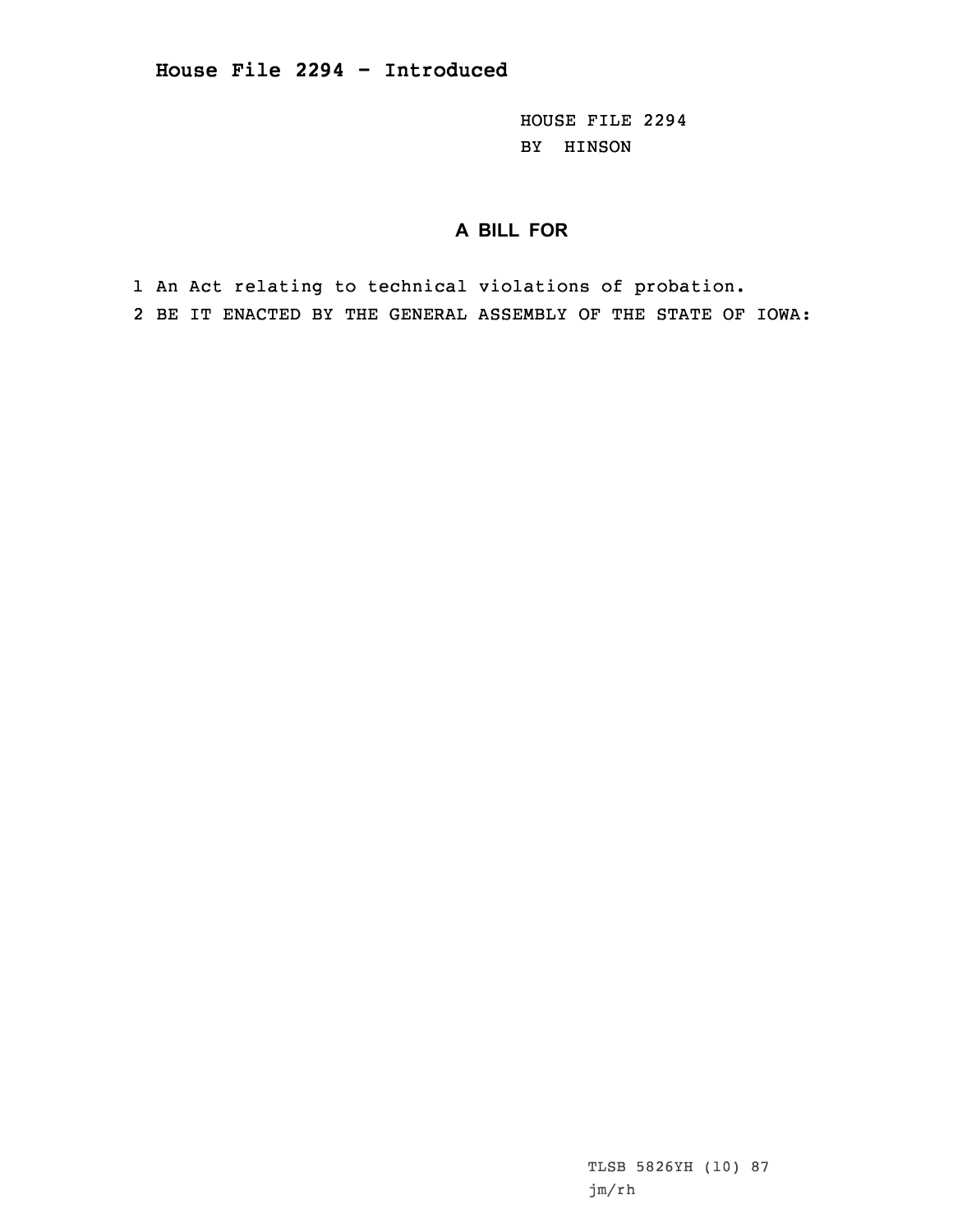**House File 2294 - Introduced**

HOUSE FILE 2294
BY HINSON

## A BILL FOR

1 An Act relating to technical violations of probation.
2 BE IT ENACTED BY THE GENERAL ASSEMBLY OF THE STATE OF IOWA:

TLSB 5826YH (10) 87
jm/rh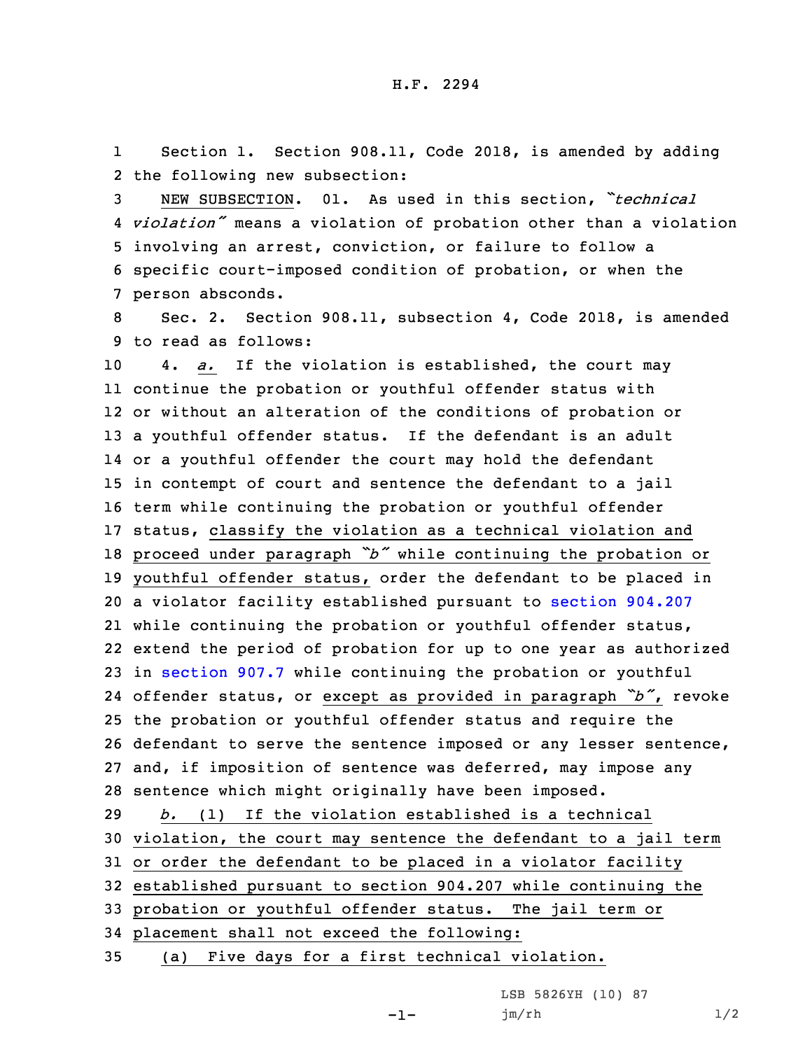H.F. 2294

1 Section 1. Section 908.11, Code 2018, is amended by adding
2 the following new subsection:

3 NEW SUBSECTION. 01. As used in this section, *"technical*
4 *violation"* means a violation of probation other than a violation
5 involving an arrest, conviction, or failure to follow a
6 specific court-imposed condition of probation, or when the
7 person absconds.

8 Sec. 2. Section 908.11, subsection 4, Code 2018, is amended
9 to read as follows:

10 4. *a.* If the violation is established, the court may
11 continue the probation or youthful offender status with
12 or without an alteration of the conditions of probation or
13 a youthful offender status. If the defendant is an adult
14 or a youthful offender the court may hold the defendant
15 in contempt of court and sentence the defendant to a jail
16 term while continuing the probation or youthful offender
17 status, classify the violation as a technical violation and
18 proceed under paragraph *"b"* while continuing the probation or
19 youthful offender status, order the defendant to be placed in
20 a violator facility established pursuant to section 904.207
21 while continuing the probation or youthful offender status,
22 extend the period of probation for up to one year as authorized
23 in section 907.7 while continuing the probation or youthful
24 offender status, or except as provided in paragraph *"b"*, revoke
25 the probation or youthful offender status and require the
26 defendant to serve the sentence imposed or any lesser sentence,
27 and, if imposition of sentence was deferred, may impose any
28 sentence which might originally have been imposed.

29 *b.* (1) If the violation established is a technical
30 violation, the court may sentence the defendant to a jail term
31 or order the defendant to be placed in a violator facility
32 established pursuant to section 904.207 while continuing the
33 probation or youthful offender status. The jail term or
34 placement shall not exceed the following:

35 (a) Five days for a first technical violation.

LSB 5826YH (10) 87
jm/rh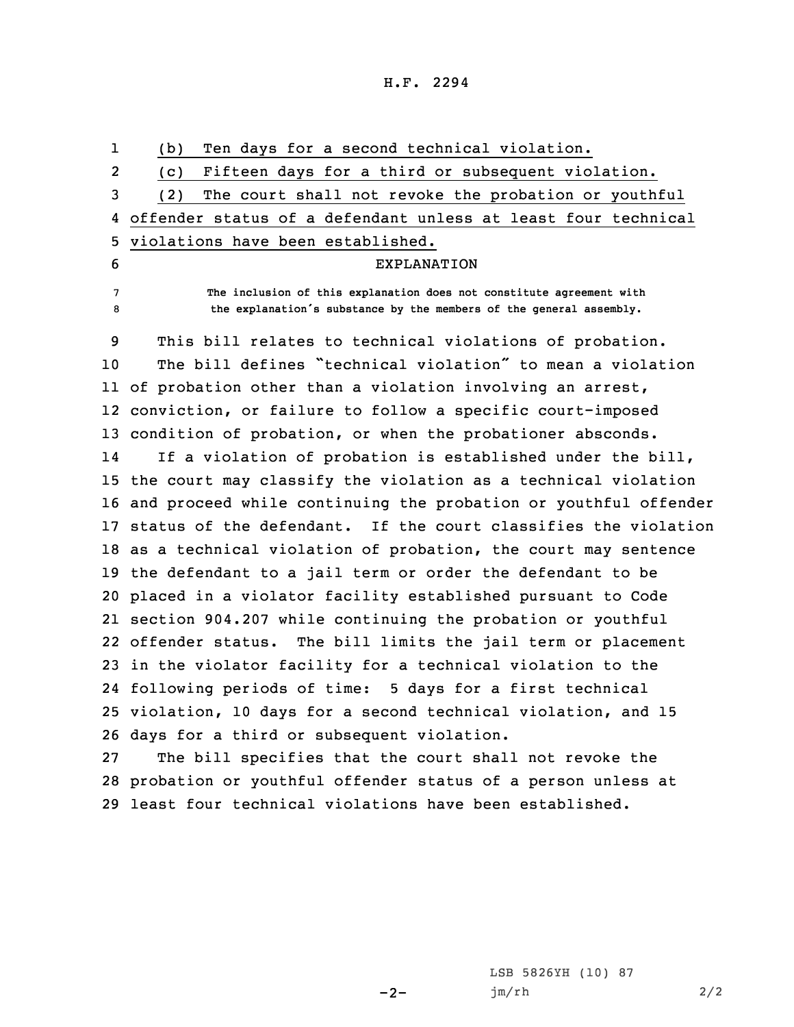(b) Ten days for a second technical violation.

(c) Fifteen days for a third or subsequent violation.

(2) The court shall not revoke the probation or youthful offender status of a defendant unless at least four technical violations have been established.

## EXPLANATION

The inclusion of this explanation does not constitute agreement with the explanation's substance by the members of the general assembly.

This bill relates to technical violations of probation.

The bill defines "technical violation" to mean a violation of probation other than a violation involving an arrest, conviction, or failure to follow a specific court-imposed condition of probation, or when the probationer absconds.

If a violation of probation is established under the bill, the court may classify the violation as a technical violation and proceed while continuing the probation or youthful offender status of the defendant. If the court classifies the violation as a technical violation of probation, the court may sentence the defendant to a jail term or order the defendant to be placed in a violator facility established pursuant to Code section 904.207 while continuing the probation or youthful offender status. The bill limits the jail term or placement in the violator facility for a technical violation to the following periods of time: 5 days for a first technical violation, 10 days for a second technical violation, and 15 days for a third or subsequent violation.

The bill specifies that the court shall not revoke the probation or youthful offender status of a person unless at least four technical violations have been established.

LSB 5826YH (10) 87

jm/rh